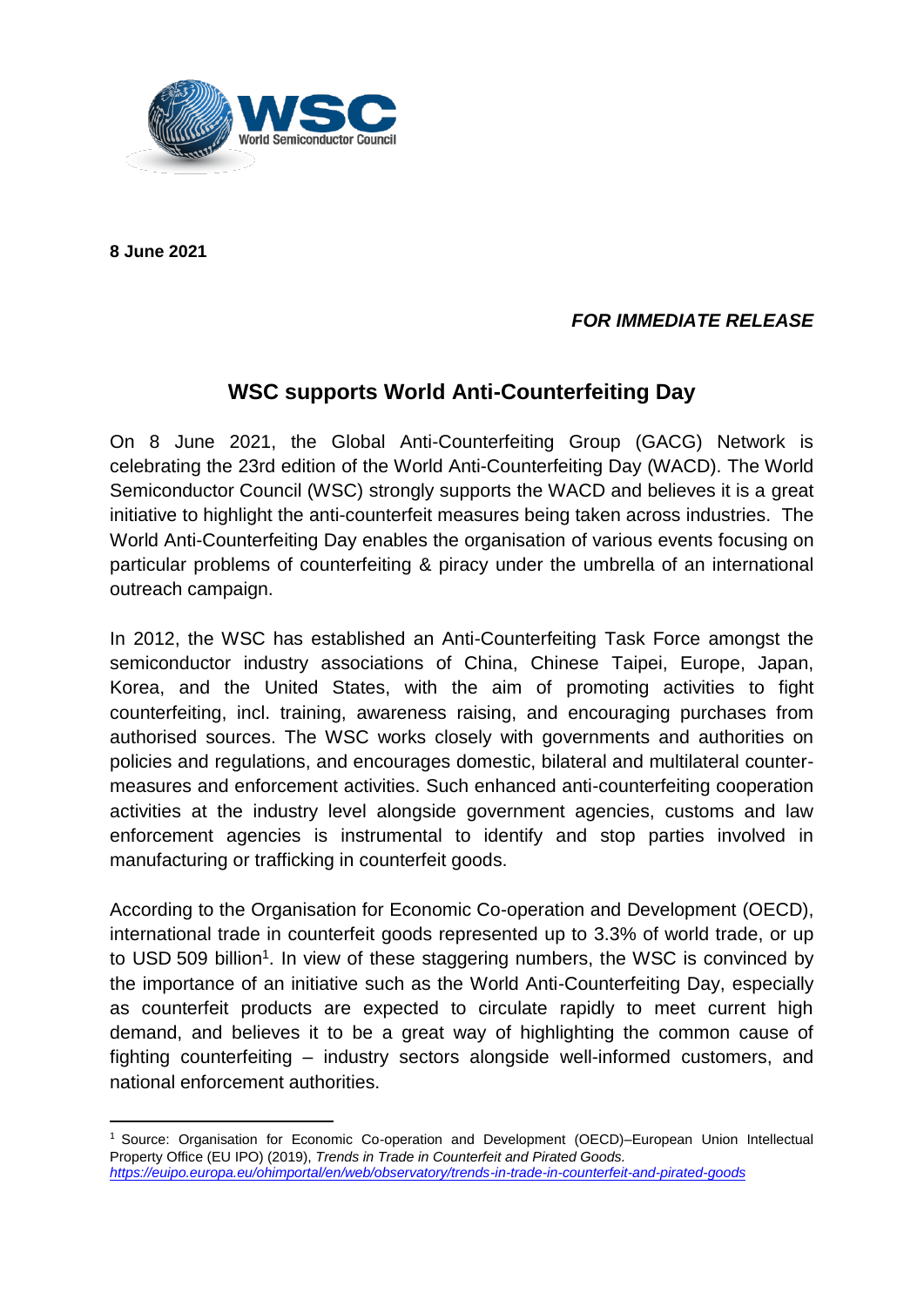**8 June 2021**

***FOR IMMEDIATE RELEASE***

## WSC supports World Anti-Counterfeiting Day

On 8 June 2021, the Global Anti-Counterfeiting Group (GACG) Network is celebrating the 23rd edition of the World Anti-Counterfeiting Day (WACD). The World Semiconductor Council (WSC) strongly supports the WACD and believes it is a great initiative to highlight the anti-counterfeit measures being taken across industries. The World Anti-Counterfeiting Day enables the organisation of various events focusing on particular problems of counterfeiting & piracy under the umbrella of an international outreach campaign.

In 2012, the WSC has established an Anti-Counterfeiting Task Force amongst the semiconductor industry associations of China, Chinese Taipei, Europe, Japan, Korea, and the United States, with the aim of promoting activities to fight counterfeiting, incl. training, awareness raising, and encouraging purchases from authorised sources. The WSC works closely with governments and authorities on policies and regulations, and encourages domestic, bilateral and multilateral counter-measures and enforcement activities. Such enhanced anti-counterfeiting cooperation activities at the industry level alongside government agencies, customs and law enforcement agencies is instrumental to identify and stop parties involved in manufacturing or trafficking in counterfeit goods.

According to the Organisation for Economic Co-operation and Development (OECD), international trade in counterfeit goods represented up to 3.3% of world trade, or up to USD 509 billion[1]. In view of these staggering numbers, the WSC is convinced by the importance of an initiative such as the World Anti-Counterfeiting Day, especially as counterfeit products are expected to circulate rapidly to meet current high demand, and believes it to be a great way of highlighting the common cause of fighting counterfeiting – industry sectors alongside well-informed customers, and national enforcement authorities.

---

[1] Source: Organisation for Economic Co-operation and Development (OECD)–European Union Intellectual Property Office (EU IPO) (2019), *Trends in Trade in Counterfeit and Pirated Goods.* *https://euipo.europa.eu/ohimportal/en/web/observatory/trends-in-trade-in-counterfeit-and-pirated-goods*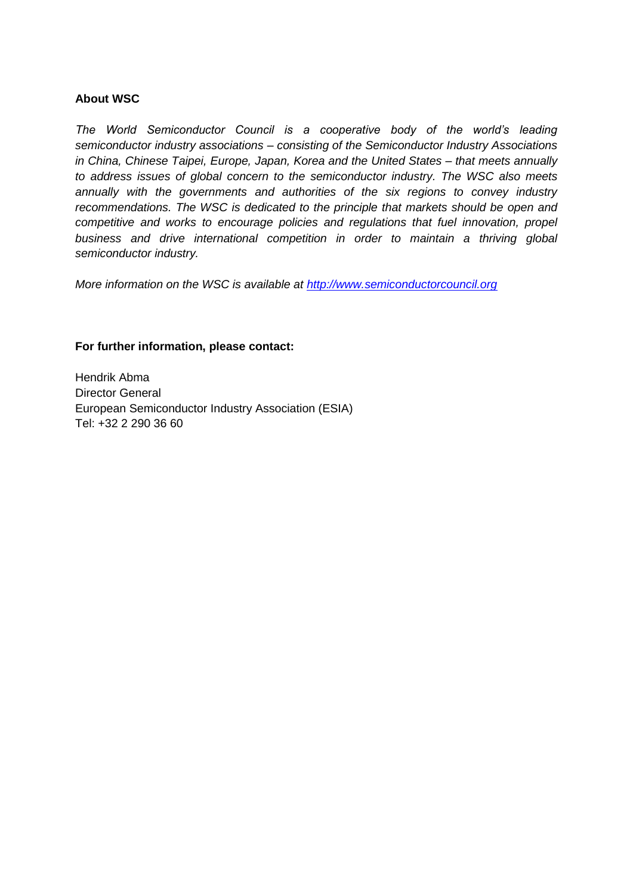**About WSC**

*The World Semiconductor Council is a cooperative body of the world's leading semiconductor industry associations – consisting of the Semiconductor Industry Associations in China, Chinese Taipei, Europe, Japan, Korea and the United States – that meets annually to address issues of global concern to the semiconductor industry. The WSC also meets annually with the governments and authorities of the six regions to convey industry recommendations. The WSC is dedicated to the principle that markets should be open and competitive and works to encourage policies and regulations that fuel innovation, propel business and drive international competition in order to maintain a thriving global semiconductor industry.*

*More information on the WSC is available at [http://www.semiconductorcouncil.org](http://www.semiconductorcouncil.org)*

**For further information, please contact:**

Hendrik Abma  
Director General  
European Semiconductor Industry Association (ESIA)  
Tel: +32 2 290 36 60